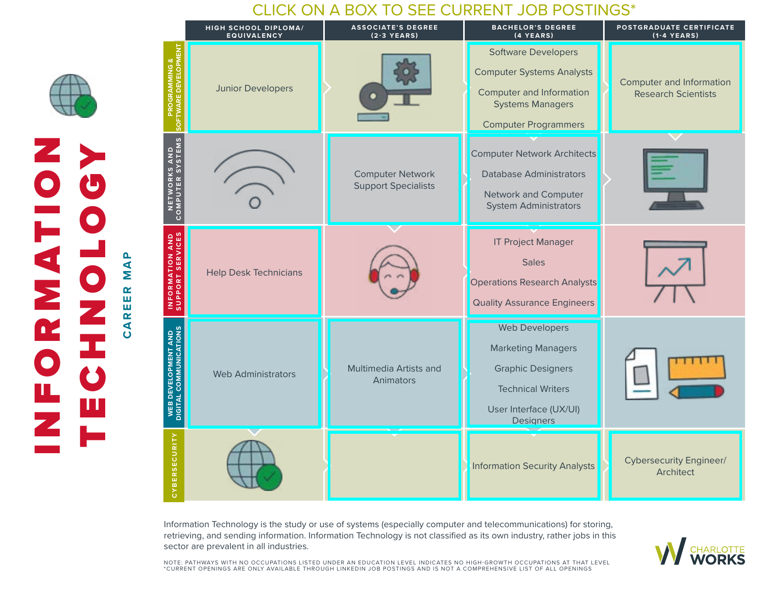# INFORMATION TECHNOLOGY

## CAREER MAP

### CLICK ON A BOX TO SEE CURRENT JOB POSTINGS*

| | HIGH SCHOOL DIPLOMA/ EQUIVALENCY | ASSOCIATE'S DEGREE (2-3 YEARS) | BACHELOR'S DEGREE (4 YEARS) | POSTGRADUATE CERTIFICATE (1-4 YEARS) |
|---|---|---|---|---|
| PROGRAMMING & SOFTWARE DEVELOPMENT | Junior Developers | | Software Developers<br>Computer Systems Analysts<br>Computer and Information Systems Managers<br>Computer Programmers | Computer and Information Research Scientists |
| NETWORKS AND COMPUTER SYSTEMS | | Computer Network Support Specialists | Computer Network Architects<br>Database Administrators<br>Network and Computer System Administrators | |
| INFORMATION AND SUPPORT SERVICES | Help Desk Technicians | | IT Project Manager<br>Sales<br>Operations Research Analysts<br>Quality Assurance Engineers | |
| WEB DEVELOPMENT AND DIGITAL COMMUNICATIONS | Web Administrators | Multimedia Artists and Animators | Web Developers<br>Marketing Managers<br>Graphic Designers<br>Technical Writers<br>User Interface (UX/UI) Designers | |
| CYBERSECURITY | | | Information Security Analysts | Cybersecurity Engineer/ Architect |

Information Technology is the study or use of systems (especially computer and telecommunications) for storing, retrieving, and sending information. Information Technology is not classified as its own industry, rather jobs in this sector are prevalent in all industries.

NOTE: PATHWAYS WITH NO OCCUPATIONS LISTED UNDER AN EDUCATION LEVEL INDICATES NO HIGH-GROWTH OCCUPATIONS AT THAT LEVEL
*CURRENT OPENINGS ARE ONLY AVAILABLE THROUGH LINKEDIN JOB POSTINGS AND IS NOT A COMPREHENSIVE LIST OF ALL OPENINGS

CHARLOTTE WORKS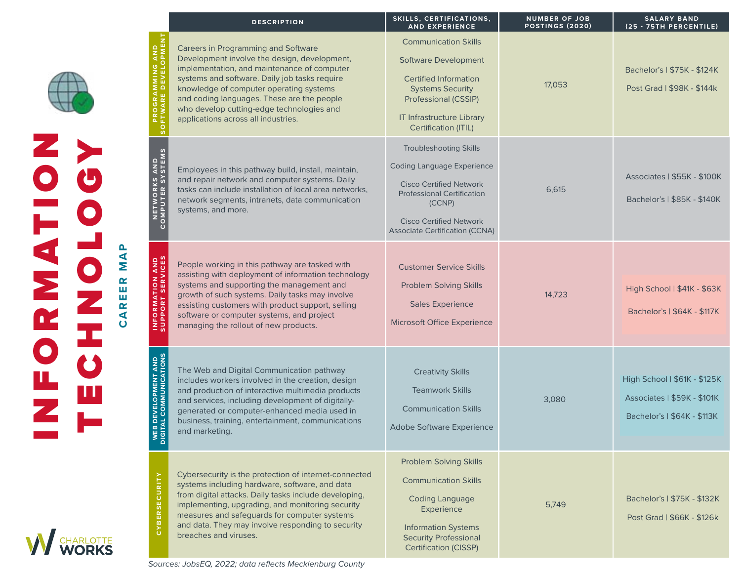# INFORMATION TECHNOLOGY

## CAREER MAP

| | DESCRIPTION | SKILLS, CERTIFICATIONS, AND EXPERIENCE | NUMBER OF JOB POSTINGS (2020) | SALARY BAND (25 - 75TH PERCENTILE) |
|---|---|---|---|---|
| PROGRAMMING AND SOFTWARE DEVELOPMENT | Careers in Programming and Software Development involve the design, development, implementation, and maintenance of computer systems and software. Daily job tasks require knowledge of computer operating systems and coding languages. These are the people who develop cutting-edge technologies and applications across all industries. | Communication Skills<br>Software Development<br>Certified Information Systems Security Professional (CSSIP)<br>IT Infrastructure Library Certification (ITIL) | 17,053 | Bachelor's \| $75K - $124K<br>Post Grad \| $98K - $144K |
| NETWORKS AND COMPUTER SYSTEMS | Employees in this pathway build, install, maintain, and repair network and computer systems. Daily tasks can include installation of local area networks, network segments, intranets, data communication systems, and more. | Troubleshooting Skills<br>Coding Language Experience<br>Cisco Certified Network Professional Certification (CCNP)<br>Cisco Certified Network Associate Certification (CCNA) | 6,615 | Associates \| $55K - $100K<br>Bachelor's \| $85K - $140K |
| INFORMATION AND SUPPORT SERVICES | People working in this pathway are tasked with assisting with deployment of information technology systems and supporting the management and growth of such systems. Daily tasks may involve assisting customers with product support, selling software or computer systems, and project managing the rollout of new products. | Customer Service Skills<br>Problem Solving Skills<br>Sales Experience<br>Microsoft Office Experience | 14,723 | High School \| $41K - $63K<br>Bachelor's \| $64K - $117K |
| WEB DEVELOPMENT AND DIGITAL COMMUNICATIONS | The Web and Digital Communication pathway includes workers involved in the creation, design and production of interactive multimedia products and services, including development of digitally-generated or computer-enhanced media used in business, training, entertainment, communications and marketing. | Creativity Skills<br>Teamwork Skills<br>Communication Skills<br>Adobe Software Experience | 3,080 | High School \| $61K - $125K<br>Associates \| $59K - $101K<br>Bachelor's \| $64K - $113K |
| CYBERSECURITY | Cybersecurity is the protection of internet-connected systems including hardware, software, and data from digital attacks. Daily tasks include developing, implementing, upgrading, and monitoring security measures and safeguards for computer systems and data. They may involve responding to security breaches and viruses. | Problem Solving Skills<br>Communication Skills<br>Coding Language Experience<br>Information Systems Security Professional Certification (CISSP) | 5,749 | Bachelor's \| $75K - $132K<br>Post Grad \| $66K - $126K |

*Sources: JobsEQ, 2022; data reflects Mecklenburg County*

CHARLOTTE WORKS